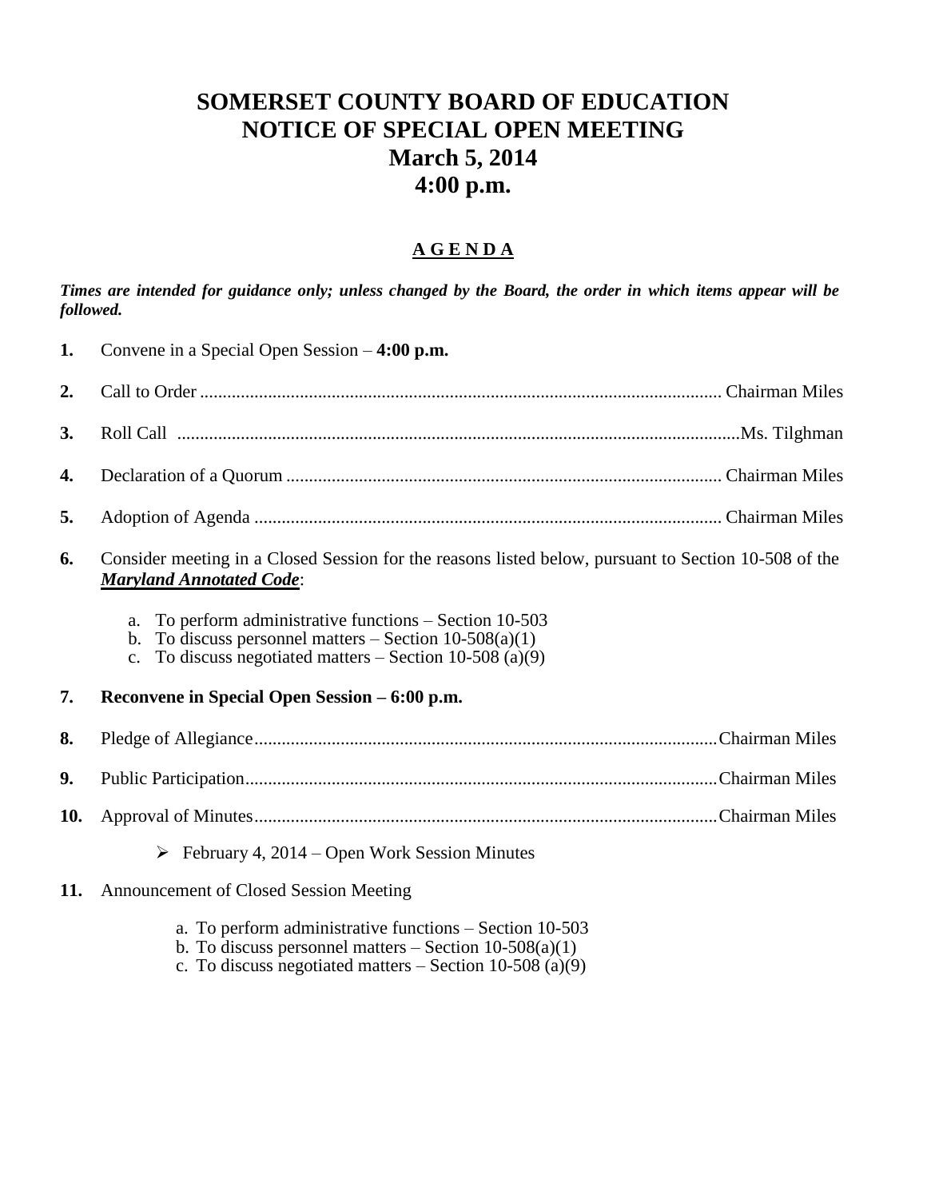# SOMERSET COUNTY BOARD OF EDUCATION
# NOTICE OF SPECIAL OPEN MEETING
# March 5, 2014
# 4:00 p.m.

## A G E N D A

***Times are intended for guidance only; unless changed by the Board, the order in which items appear will be followed.***

**1.** Convene in a Special Open Session – **4:00 p.m.**

**2.** Call to Order .................................................. Chairman Miles

**3.** Roll Call .................................................. Ms. Tilghman

**4.** Declaration of a Quorum .................................................. Chairman Miles

**5.** Adoption of Agenda .................................................. Chairman Miles

**6.** Consider meeting in a Closed Session for the reasons listed below, pursuant to Section 10-508 of the ***Maryland Annotated Code***:

   a. To perform administrative functions – Section 10-503
   b. To discuss personnel matters – Section 10-508(a)(1)
   c. To discuss negotiated matters – Section 10-508 (a)(9)

**7. Reconvene in Special Open Session – 6:00 p.m.**

**8.** Pledge of Allegiance.................................................. Chairman Miles

**9.** Public Participation.................................................. Chairman Miles

**10.** Approval of Minutes.................................................. Chairman Miles

- February 4, 2014 – Open Work Session Minutes

**11.** Announcement of Closed Session Meeting

   a. To perform administrative functions – Section 10-503
   b. To discuss personnel matters – Section 10-508(a)(1)
   c. To discuss negotiated matters – Section 10-508 (a)(9)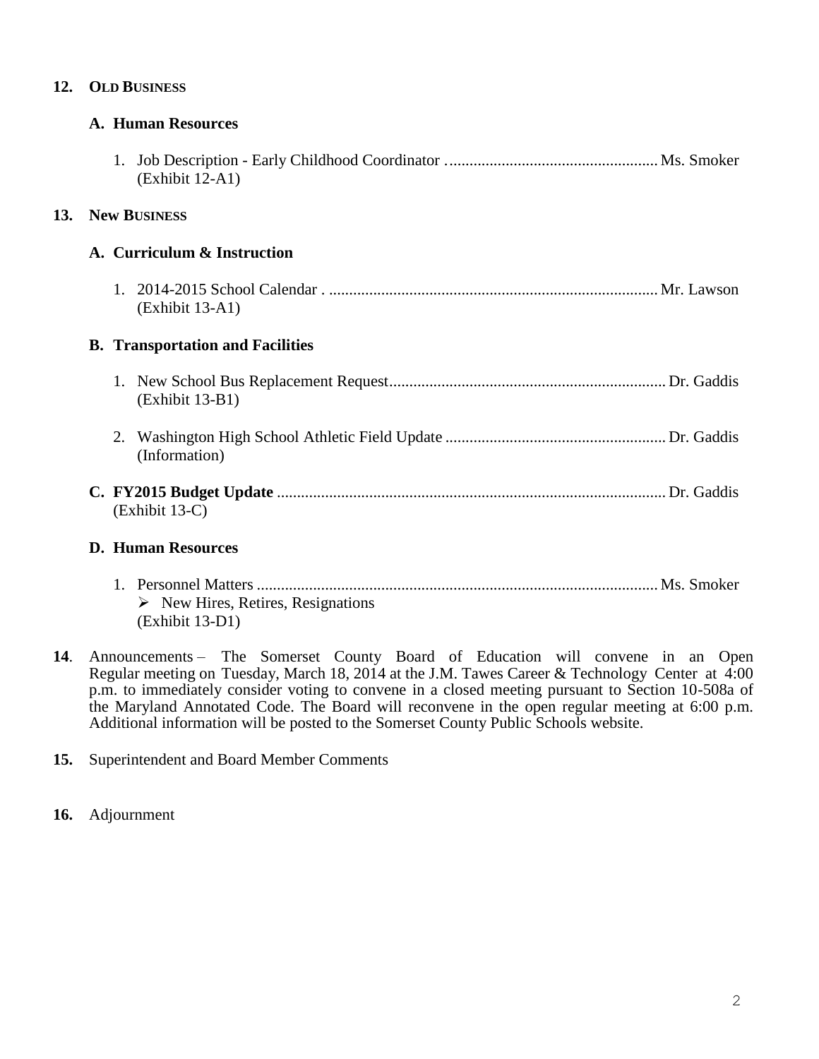**12. OLD BUSINESS**

**A. Human Resources**

1. Job Description - Early Childhood Coordinator .................................................... Ms. Smoker
   (Exhibit 12-A1)

**13. NEW BUSINESS**

**A. Curriculum & Instruction**

1. 2014-2015 School Calendar . ................................................................................. Mr. Lawson
   (Exhibit 13-A1)

**B. Transportation and Facilities**

1. New School Bus Replacement Request..................................................................... Dr. Gaddis
   (Exhibit 13-B1)

2. Washington High School Athletic Field Update ....................................................... Dr. Gaddis
   (Information)

**C. FY2015 Budget Update** ................................................................................................ Dr. Gaddis
(Exhibit 13-C)

**D. Human Resources**

1. Personnel Matters .................................................................................................... Ms. Smoker
   - New Hires, Retires, Resignations

   (Exhibit 13-D1)

**14**. Announcements – The Somerset County Board of Education will convene in an Open Regular meeting on Tuesday, March 18, 2014 at the J.M. Tawes Career & Technology Center at 4:00 p.m. to immediately consider voting to convene in a closed meeting pursuant to Section 10-508a of the Maryland Annotated Code. The Board will reconvene in the open regular meeting at 6:00 p.m. Additional information will be posted to the Somerset County Public Schools website.

**15.** Superintendent and Board Member Comments

**16.** Adjournment